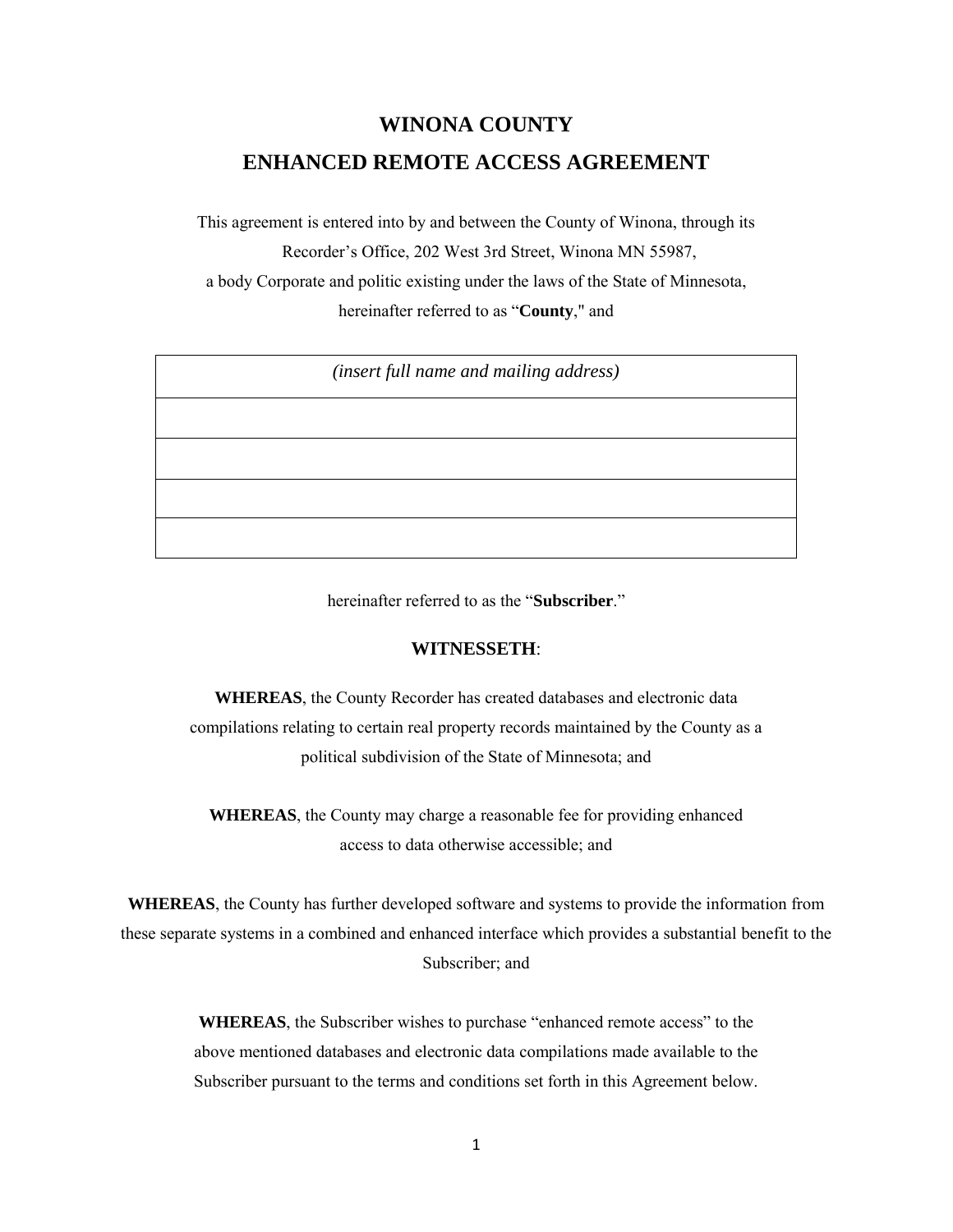# WINONA COUNTY

## ENHANCED REMOTE ACCESS AGREEMENT

This agreement is entered into by and between the County of Winona, through its Recorder's Office, 202 West 3rd Street, Winona MN 55987, a body Corporate and politic existing under the laws of the State of Minnesota, hereinafter referred to as "**County**," and

| *(insert full name and mailing address)* |
| --- |
| |
| |
| |
| |

hereinafter referred to as the "**Subscriber**."

**WITNESSETH**:

**WHEREAS**, the County Recorder has created databases and electronic data compilations relating to certain real property records maintained by the County as a political subdivision of the State of Minnesota; and

**WHEREAS**, the County may charge a reasonable fee for providing enhanced access to data otherwise accessible; and

**WHEREAS**, the County has further developed software and systems to provide the information from these separate systems in a combined and enhanced interface which provides a substantial benefit to the Subscriber; and

**WHEREAS**, the Subscriber wishes to purchase "enhanced remote access" to the above mentioned databases and electronic data compilations made available to the Subscriber pursuant to the terms and conditions set forth in this Agreement below.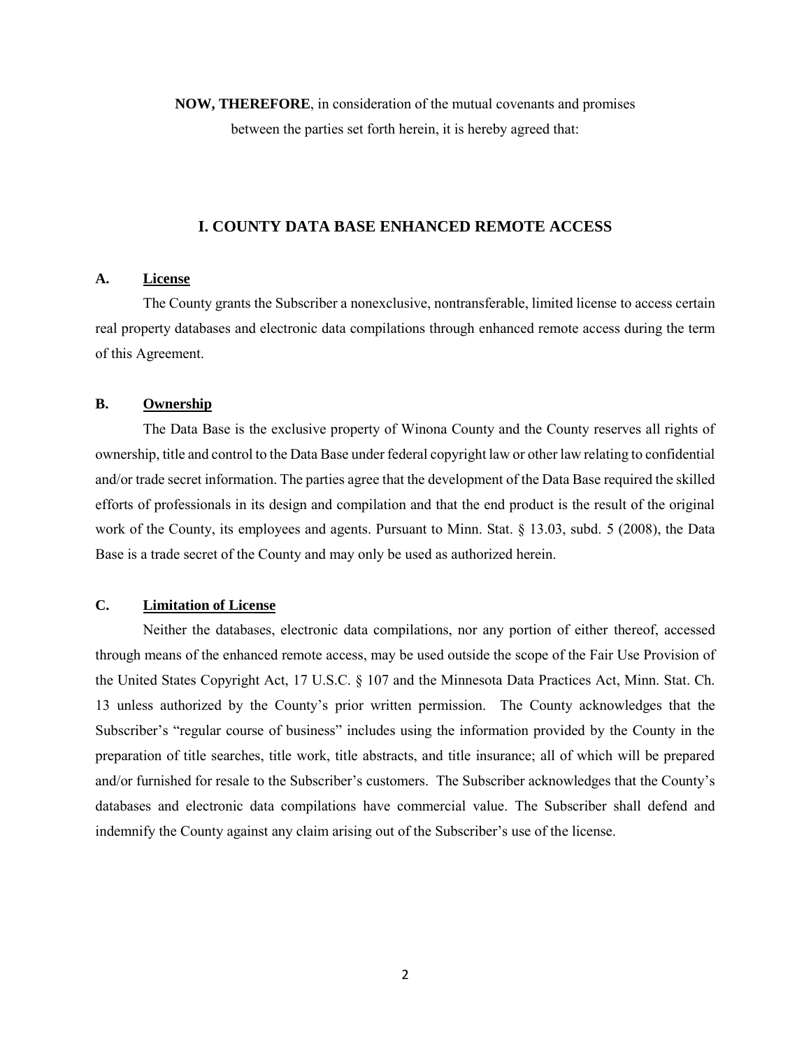**NOW, THEREFORE**, in consideration of the mutual covenants and promises between the parties set forth herein, it is hereby agreed that:

## I. COUNTY DATA BASE ENHANCED REMOTE ACCESS

### A. License

The County grants the Subscriber a nonexclusive, nontransferable, limited license to access certain real property databases and electronic data compilations through enhanced remote access during the term of this Agreement.

### B. Ownership

The Data Base is the exclusive property of Winona County and the County reserves all rights of ownership, title and control to the Data Base under federal copyright law or other law relating to confidential and/or trade secret information. The parties agree that the development of the Data Base required the skilled efforts of professionals in its design and compilation and that the end product is the result of the original work of the County, its employees and agents. Pursuant to Minn. Stat. § 13.03, subd. 5 (2008), the Data Base is a trade secret of the County and may only be used as authorized herein.

### C. Limitation of License

Neither the databases, electronic data compilations, nor any portion of either thereof, accessed through means of the enhanced remote access, may be used outside the scope of the Fair Use Provision of the United States Copyright Act, 17 U.S.C. § 107 and the Minnesota Data Practices Act, Minn. Stat. Ch. 13 unless authorized by the County's prior written permission. The County acknowledges that the Subscriber's "regular course of business" includes using the information provided by the County in the preparation of title searches, title work, title abstracts, and title insurance; all of which will be prepared and/or furnished for resale to the Subscriber's customers. The Subscriber acknowledges that the County's databases and electronic data compilations have commercial value. The Subscriber shall defend and indemnify the County against any claim arising out of the Subscriber's use of the license.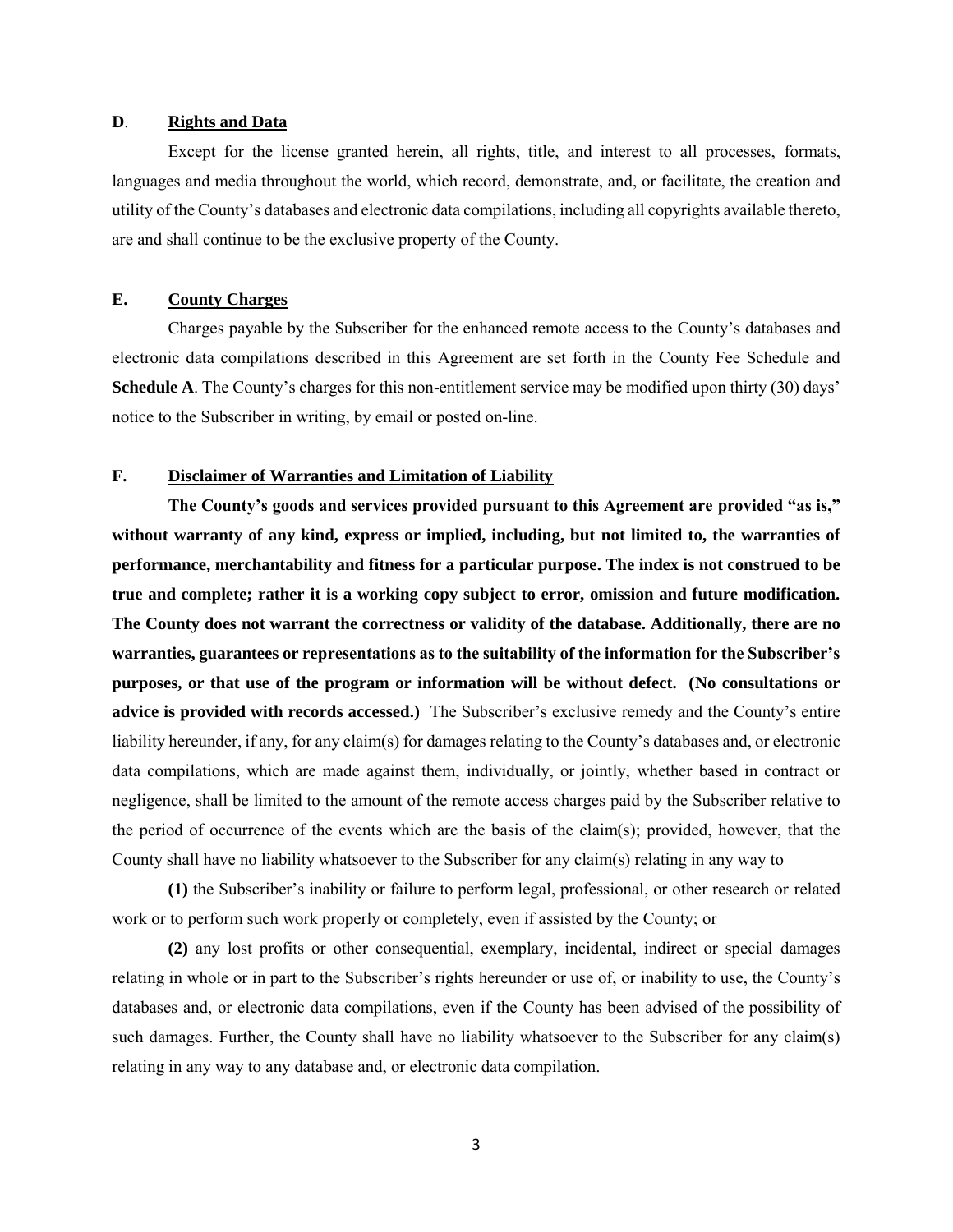**D**. **Rights and Data**

Except for the license granted herein, all rights, title, and interest to all processes, formats, languages and media throughout the world, which record, demonstrate, and, or facilitate, the creation and utility of the County's databases and electronic data compilations, including all copyrights available thereto, are and shall continue to be the exclusive property of the County.

**E. County Charges**

Charges payable by the Subscriber for the enhanced remote access to the County's databases and electronic data compilations described in this Agreement are set forth in the County Fee Schedule and **Schedule A**. The County's charges for this non-entitlement service may be modified upon thirty (30) days' notice to the Subscriber in writing, by email or posted on-line.

**F. Disclaimer of Warranties and Limitation of Liability**

**The County's goods and services provided pursuant to this Agreement are provided "as is," without warranty of any kind, express or implied, including, but not limited to, the warranties of performance, merchantability and fitness for a particular purpose. The index is not construed to be true and complete; rather it is a working copy subject to error, omission and future modification. The County does not warrant the correctness or validity of the database. Additionally, there are no warranties, guarantees or representations as to the suitability of the information for the Subscriber's purposes, or that use of the program or information will be without defect. (No consultations or advice is provided with records accessed.)** The Subscriber's exclusive remedy and the County's entire liability hereunder, if any, for any claim(s) for damages relating to the County's databases and, or electronic data compilations, which are made against them, individually, or jointly, whether based in contract or negligence, shall be limited to the amount of the remote access charges paid by the Subscriber relative to the period of occurrence of the events which are the basis of the claim(s); provided, however, that the County shall have no liability whatsoever to the Subscriber for any claim(s) relating in any way to

**(1)** the Subscriber's inability or failure to perform legal, professional, or other research or related work or to perform such work properly or completely, even if assisted by the County; or

**(2)** any lost profits or other consequential, exemplary, incidental, indirect or special damages relating in whole or in part to the Subscriber's rights hereunder or use of, or inability to use, the County's databases and, or electronic data compilations, even if the County has been advised of the possibility of such damages. Further, the County shall have no liability whatsoever to the Subscriber for any claim(s) relating in any way to any database and, or electronic data compilation.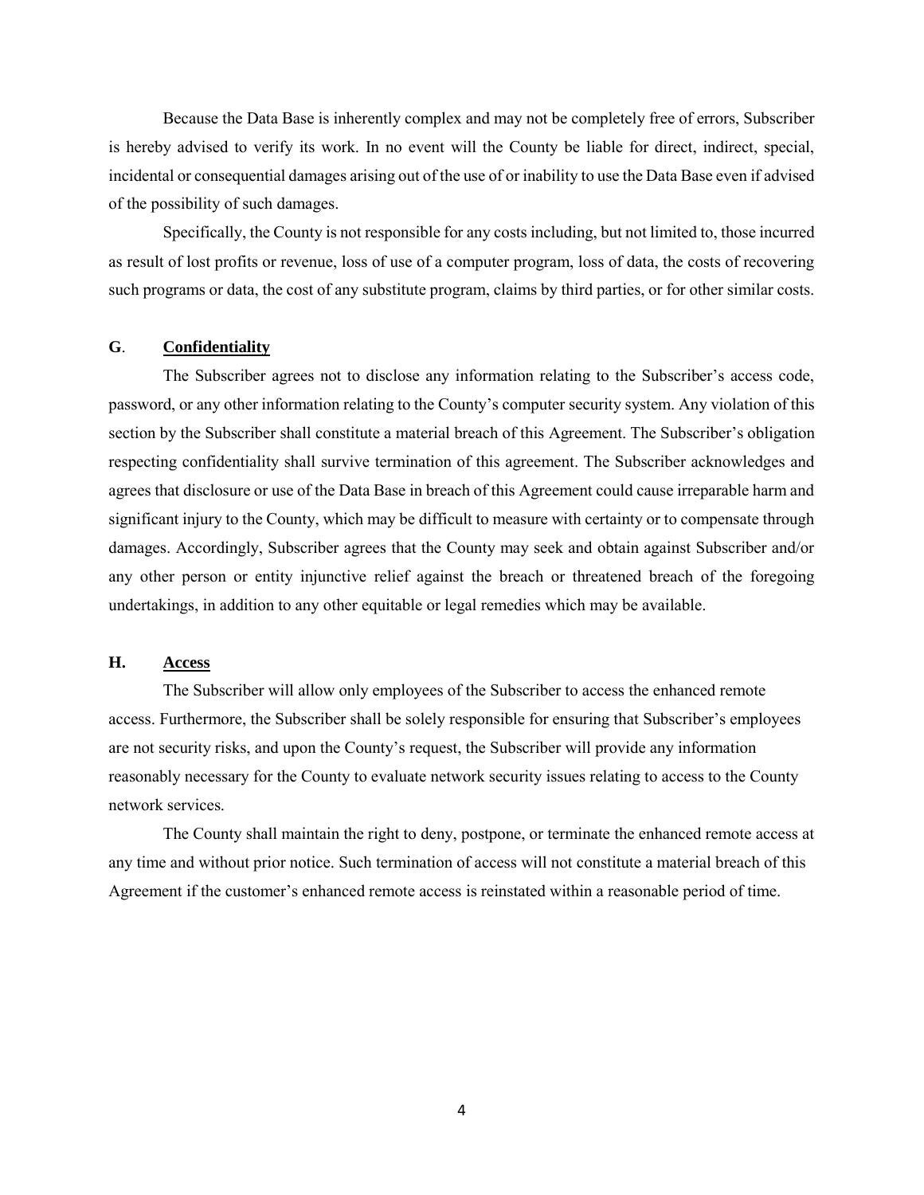Because the Data Base is inherently complex and may not be completely free of errors, Subscriber is hereby advised to verify its work. In no event will the County be liable for direct, indirect, special, incidental or consequential damages arising out of the use of or inability to use the Data Base even if advised of the possibility of such damages.

Specifically, the County is not responsible for any costs including, but not limited to, those incurred as result of lost profits or revenue, loss of use of a computer program, loss of data, the costs of recovering such programs or data, the cost of any substitute program, claims by third parties, or for other similar costs.

**G. <u>Confidentiality</u>**

The Subscriber agrees not to disclose any information relating to the Subscriber's access code, password, or any other information relating to the County's computer security system. Any violation of this section by the Subscriber shall constitute a material breach of this Agreement. The Subscriber's obligation respecting confidentiality shall survive termination of this agreement. The Subscriber acknowledges and agrees that disclosure or use of the Data Base in breach of this Agreement could cause irreparable harm and significant injury to the County, which may be difficult to measure with certainty or to compensate through damages. Accordingly, Subscriber agrees that the County may seek and obtain against Subscriber and/or any other person or entity injunctive relief against the breach or threatened breach of the foregoing undertakings, in addition to any other equitable or legal remedies which may be available.

**H. <u>Access</u>**

The Subscriber will allow only employees of the Subscriber to access the enhanced remote access. Furthermore, the Subscriber shall be solely responsible for ensuring that Subscriber's employees are not security risks, and upon the County's request, the Subscriber will provide any information reasonably necessary for the County to evaluate network security issues relating to access to the County network services.

The County shall maintain the right to deny, postpone, or terminate the enhanced remote access at any time and without prior notice. Such termination of access will not constitute a material breach of this Agreement if the customer's enhanced remote access is reinstated within a reasonable period of time.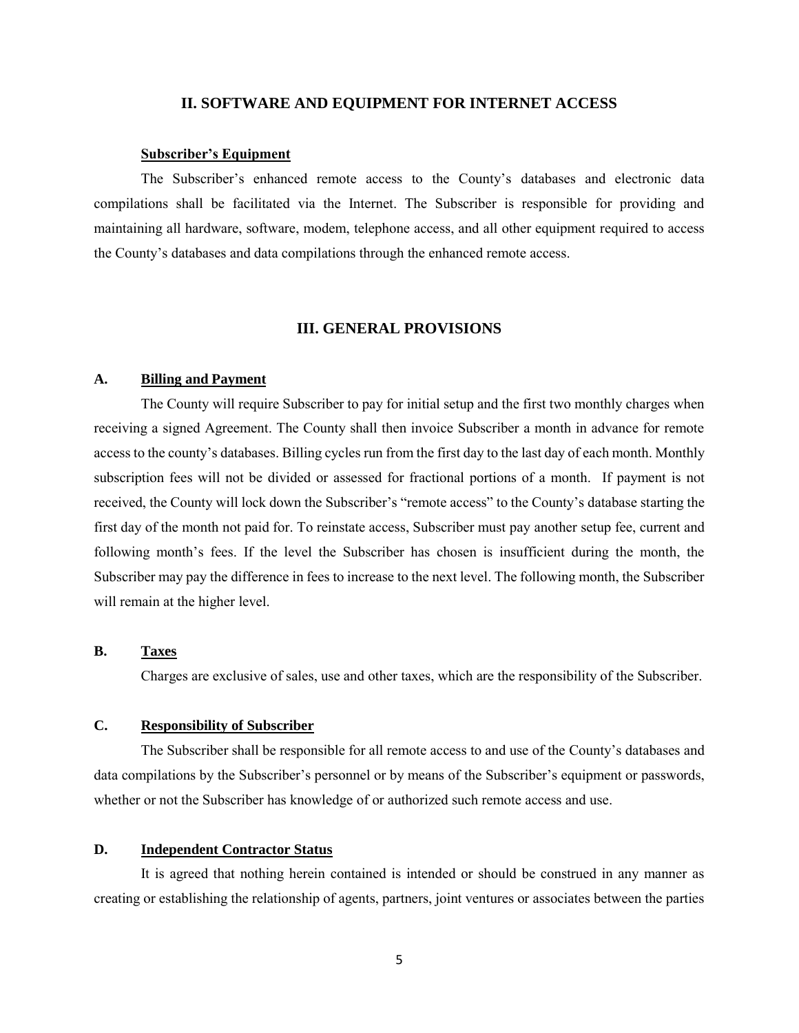## II. SOFTWARE AND EQUIPMENT FOR INTERNET ACCESS

**Subscriber's Equipment**

The Subscriber's enhanced remote access to the County's databases and electronic data compilations shall be facilitated via the Internet. The Subscriber is responsible for providing and maintaining all hardware, software, modem, telephone access, and all other equipment required to access the County's databases and data compilations through the enhanced remote access.

## III. GENERAL PROVISIONS

### A. Billing and Payment

The County will require Subscriber to pay for initial setup and the first two monthly charges when receiving a signed Agreement. The County shall then invoice Subscriber a month in advance for remote access to the county's databases. Billing cycles run from the first day to the last day of each month. Monthly subscription fees will not be divided or assessed for fractional portions of a month. If payment is not received, the County will lock down the Subscriber's "remote access" to the County's database starting the first day of the month not paid for. To reinstate access, Subscriber must pay another setup fee, current and following month's fees. If the level the Subscriber has chosen is insufficient during the month, the Subscriber may pay the difference in fees to increase to the next level. The following month, the Subscriber will remain at the higher level.

### B. Taxes

Charges are exclusive of sales, use and other taxes, which are the responsibility of the Subscriber.

### C. Responsibility of Subscriber

The Subscriber shall be responsible for all remote access to and use of the County's databases and data compilations by the Subscriber's personnel or by means of the Subscriber's equipment or passwords, whether or not the Subscriber has knowledge of or authorized such remote access and use.

### D. Independent Contractor Status

It is agreed that nothing herein contained is intended or should be construed in any manner as creating or establishing the relationship of agents, partners, joint ventures or associates between the parties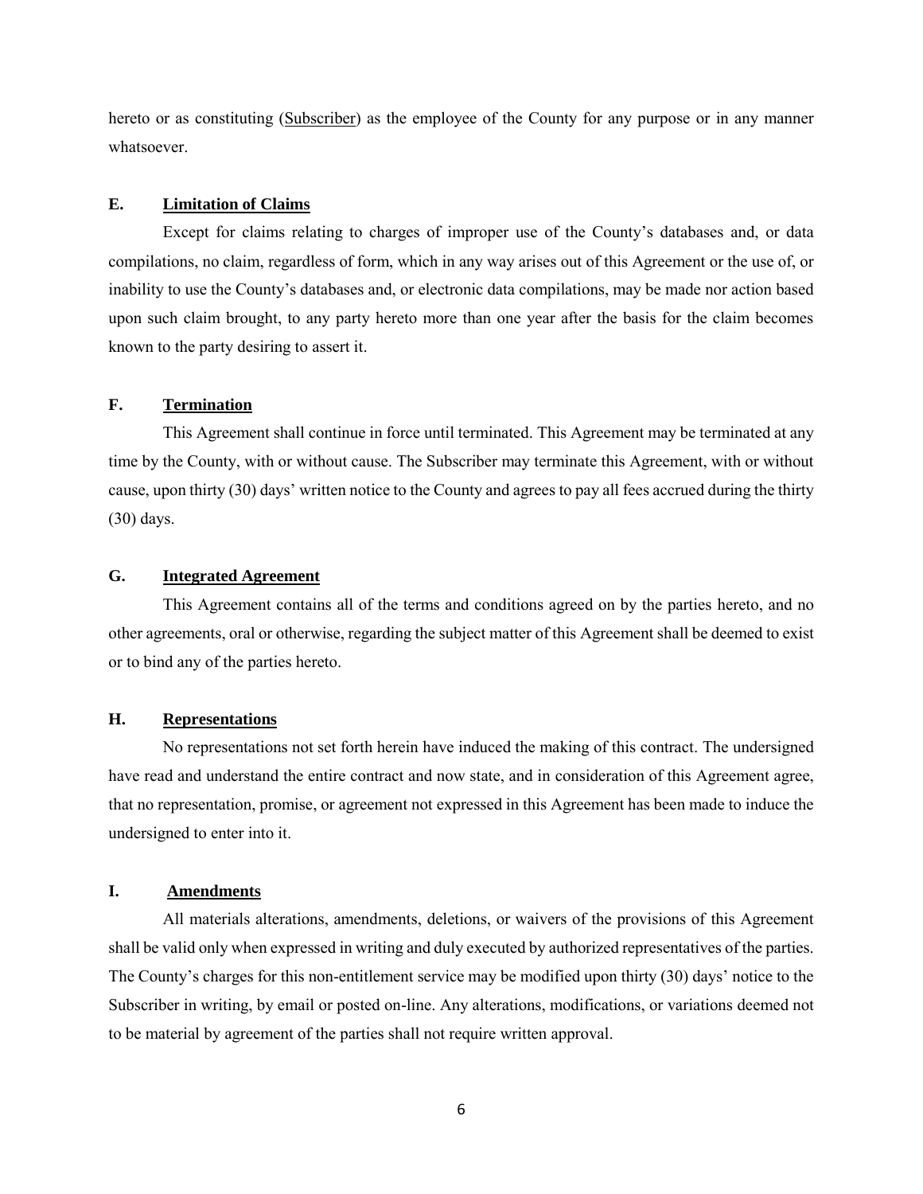hereto or as constituting (Subscriber) as the employee of the County for any purpose or in any manner whatsoever.

### E. Limitation of Claims

Except for claims relating to charges of improper use of the County's databases and, or data compilations, no claim, regardless of form, which in any way arises out of this Agreement or the use of, or inability to use the County's databases and, or electronic data compilations, may be made nor action based upon such claim brought, to any party hereto more than one year after the basis for the claim becomes known to the party desiring to assert it.

### F. Termination

This Agreement shall continue in force until terminated. This Agreement may be terminated at any time by the County, with or without cause. The Subscriber may terminate this Agreement, with or without cause, upon thirty (30) days' written notice to the County and agrees to pay all fees accrued during the thirty (30) days.

### G. Integrated Agreement

This Agreement contains all of the terms and conditions agreed on by the parties hereto, and no other agreements, oral or otherwise, regarding the subject matter of this Agreement shall be deemed to exist or to bind any of the parties hereto.

### H. Representations

No representations not set forth herein have induced the making of this contract. The undersigned have read and understand the entire contract and now state, and in consideration of this Agreement agree, that no representation, promise, or agreement not expressed in this Agreement has been made to induce the undersigned to enter into it.

### I. Amendments

All materials alterations, amendments, deletions, or waivers of the provisions of this Agreement shall be valid only when expressed in writing and duly executed by authorized representatives of the parties. The County's charges for this non-entitlement service may be modified upon thirty (30) days' notice to the Subscriber in writing, by email or posted on-line. Any alterations, modifications, or variations deemed not to be material by agreement of the parties shall not require written approval.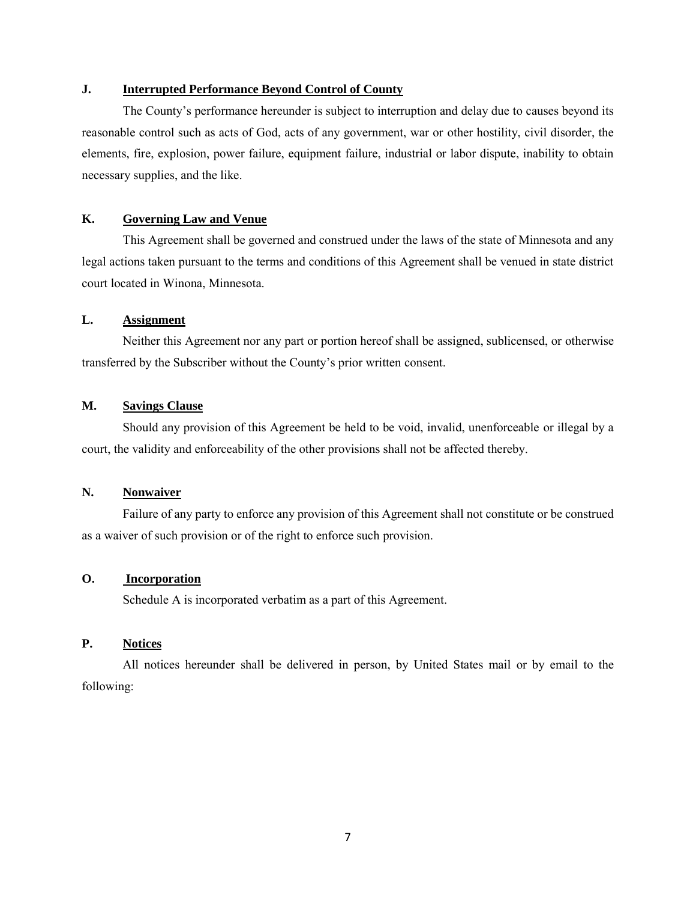**J. <u>Interrupted Performance Beyond Control of County</u>**

The County's performance hereunder is subject to interruption and delay due to causes beyond its reasonable control such as acts of God, acts of any government, war or other hostility, civil disorder, the elements, fire, explosion, power failure, equipment failure, industrial or labor dispute, inability to obtain necessary supplies, and the like.

**K. <u>Governing Law and Venue</u>**

This Agreement shall be governed and construed under the laws of the state of Minnesota and any legal actions taken pursuant to the terms and conditions of this Agreement shall be venued in state district court located in Winona, Minnesota.

**L. <u>Assignment</u>**

Neither this Agreement nor any part or portion hereof shall be assigned, sublicensed, or otherwise transferred by the Subscriber without the County's prior written consent.

**M. <u>Savings Clause</u>**

Should any provision of this Agreement be held to be void, invalid, unenforceable or illegal by a court, the validity and enforceability of the other provisions shall not be affected thereby.

**N. <u>Nonwaiver</u>**

Failure of any party to enforce any provision of this Agreement shall not constitute or be construed as a waiver of such provision or of the right to enforce such provision.

**O. <u>Incorporation</u>**

Schedule A is incorporated verbatim as a part of this Agreement.

**P. <u>Notices</u>**

All notices hereunder shall be delivered in person, by United States mail or by email to the following: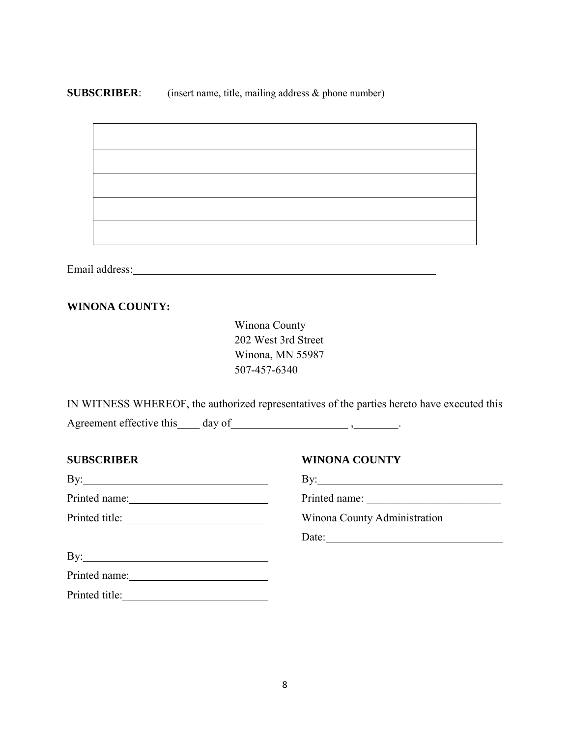**SUBSCRIBER**: (insert name, title, mailing address & phone number)

| |
|---|
| |
| |
| |
| |

Email address:______________________________________________

**WINONA COUNTY:**

Winona County
202 West 3rd Street
Winona, MN 55987
507-457-6340

IN WITNESS WHEREOF, the authorized representatives of the parties hereto have executed this Agreement effective this____ day of_____________________ ,________.

**SUBSCRIBER**

By:_________________________________

Printed name:_________________________

Printed title:__________________________

By:_________________________________

Printed name:_________________________

Printed title:__________________________

**WINONA COUNTY**

By:_________________________________

Printed name: ________________________

Winona County Administration

Date:_______________________________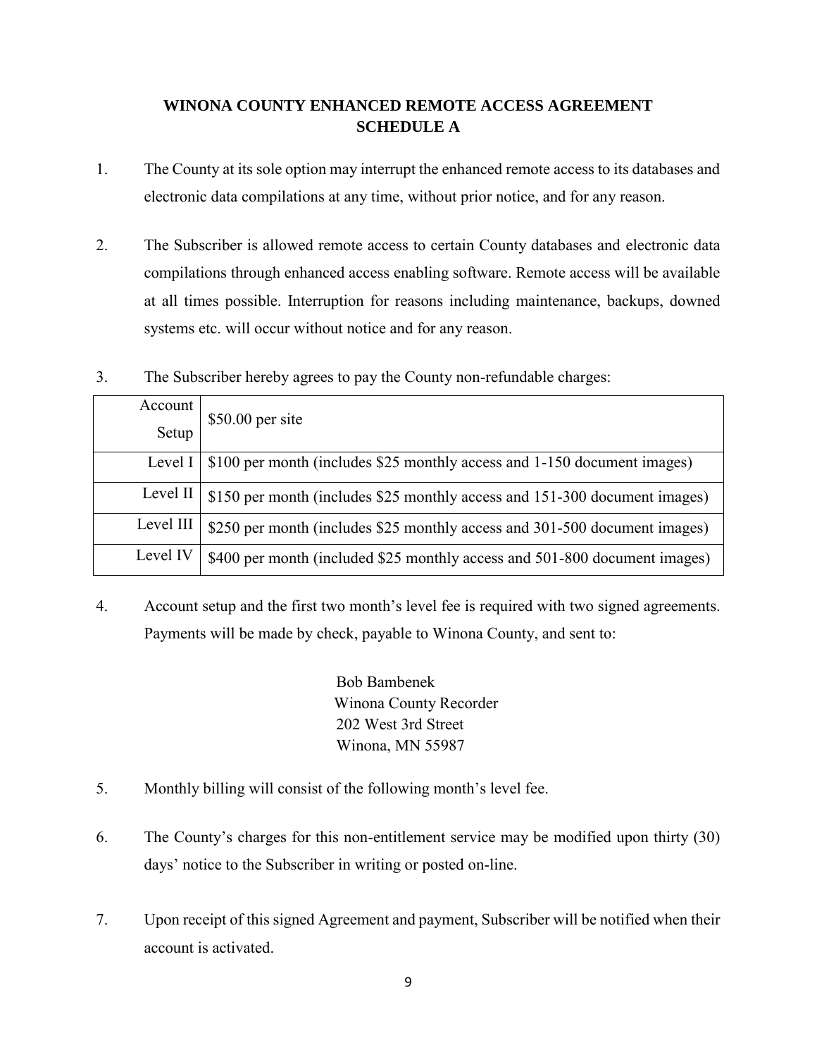# WINONA COUNTY ENHANCED REMOTE ACCESS AGREEMENT
# SCHEDULE A

1. The County at its sole option may interrupt the enhanced remote access to its databases and electronic data compilations at any time, without prior notice, and for any reason.

2. The Subscriber is allowed remote access to certain County databases and electronic data compilations through enhanced access enabling software. Remote access will be available at all times possible. Interruption for reasons including maintenance, backups, downed systems etc. will occur without notice and for any reason.

3. The Subscriber hereby agrees to pay the County non-refundable charges:

| | |
|---|---|
| Account Setup | $50.00 per site |
| Level I | $100 per month (includes $25 monthly access and 1-150 document images) |
| Level II | $150 per month (includes $25 monthly access and 151-300 document images) |
| Level III | $250 per month (includes $25 monthly access and 301-500 document images) |
| Level IV | $400 per month (included $25 monthly access and 501-800 document images) |

4. Account setup and the first two month's level fee is required with two signed agreements. Payments will be made by check, payable to Winona County, and sent to:

   Bob Bambenek
   Winona County Recorder
   202 West 3rd Street
   Winona, MN 55987

5. Monthly billing will consist of the following month's level fee.

6. The County's charges for this non-entitlement service may be modified upon thirty (30) days' notice to the Subscriber in writing or posted on-line.

7. Upon receipt of this signed Agreement and payment, Subscriber will be notified when their account is activated.